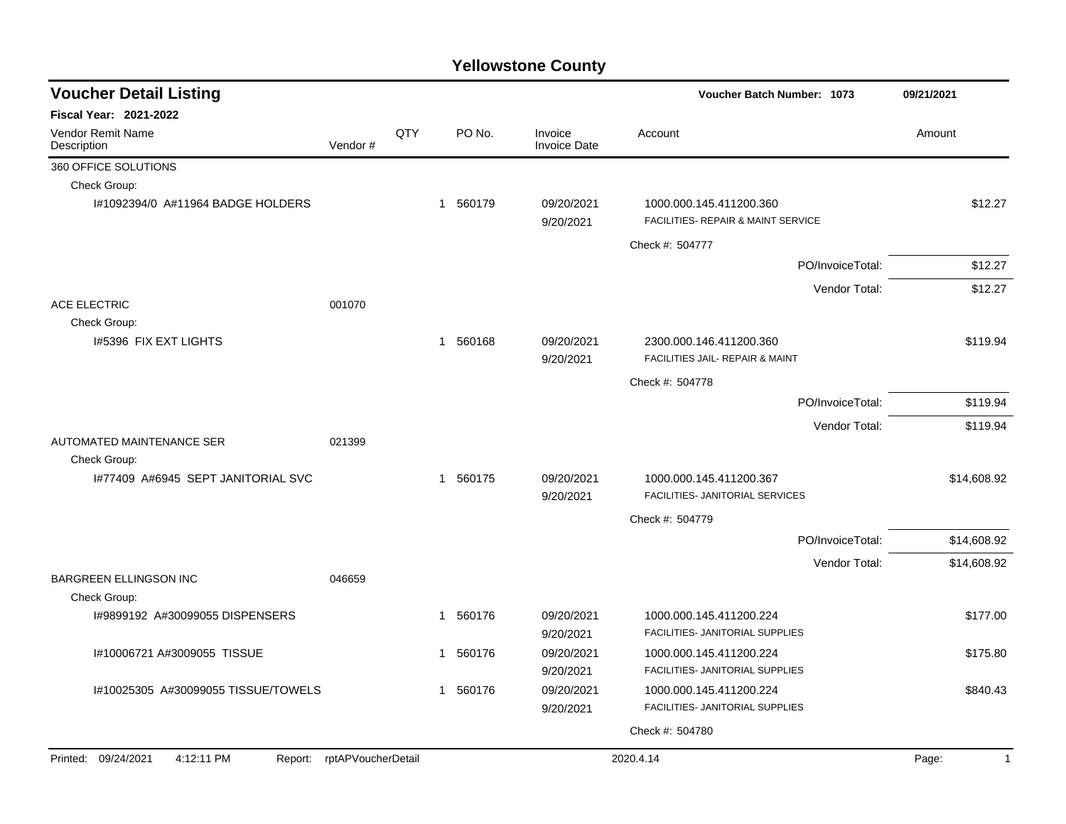# Yellowstone County

## Voucher Detail Listing

**Voucher Batch Number: 1073** | 09/21/2021

**Fiscal Year: 2021-2022**

| Vendor Remit Name / Description | Vendor # | QTY | PO No. | Invoice / Invoice Date | Account | Amount |
|---|---|---|---|---|---|---|
| 360 OFFICE SOLUTIONS | | | | | | |
| Check Group: | | | | | | |
| I#1092394/0 A#11964 BADGE HOLDERS | | 1 | 560179 | 09/20/2021<br>9/20/2021 | 1000.000.145.411200.360<br>FACILITIES- REPAIR & MAINT SERVICE | $12.27 |
| | | | | | Check #: 504777 | |
| | | | | | PO/InvoiceTotal: | $12.27 |
| | | | | | Vendor Total: | $12.27 |
| ACE ELECTRIC | 001070 | | | | | |
| Check Group: | | | | | | |
| I#5396 FIX EXT LIGHTS | | 1 | 560168 | 09/20/2021<br>9/20/2021 | 2300.000.146.411200.360<br>FACILITIES JAIL- REPAIR & MAINT | $119.94 |
| | | | | | Check #: 504778 | |
| | | | | | PO/InvoiceTotal: | $119.94 |
| | | | | | Vendor Total: | $119.94 |
| AUTOMATED MAINTENANCE SER | 021399 | | | | | |
| Check Group: | | | | | | |
| I#77409 A#6945 SEPT JANITORIAL SVC | | 1 | 560175 | 09/20/2021<br>9/20/2021 | 1000.000.145.411200.367<br>FACILITIES- JANITORIAL SERVICES | $14,608.92 |
| | | | | | Check #: 504779 | |
| | | | | | PO/InvoiceTotal: | $14,608.92 |
| | | | | | Vendor Total: | $14,608.92 |
| BARGREEN ELLINGSON INC | 046659 | | | | | |
| Check Group: | | | | | | |
| I#9899192 A#30099055 DISPENSERS | | 1 | 560176 | 09/20/2021<br>9/20/2021 | 1000.000.145.411200.224<br>FACILITIES- JANITORIAL SUPPLIES | $177.00 |
| I#10006721 A#3009055 TISSUE | | 1 | 560176 | 09/20/2021<br>9/20/2021 | 1000.000.145.411200.224<br>FACILITIES- JANITORIAL SUPPLIES | $175.80 |
| I#10025305 A#30099055 TISSUE/TOWELS | | 1 | 560176 | 09/20/2021<br>9/20/2021 | 1000.000.145.411200.224<br>FACILITIES- JANITORIAL SUPPLIES | $840.43 |
| | | | | | Check #: 504780 | |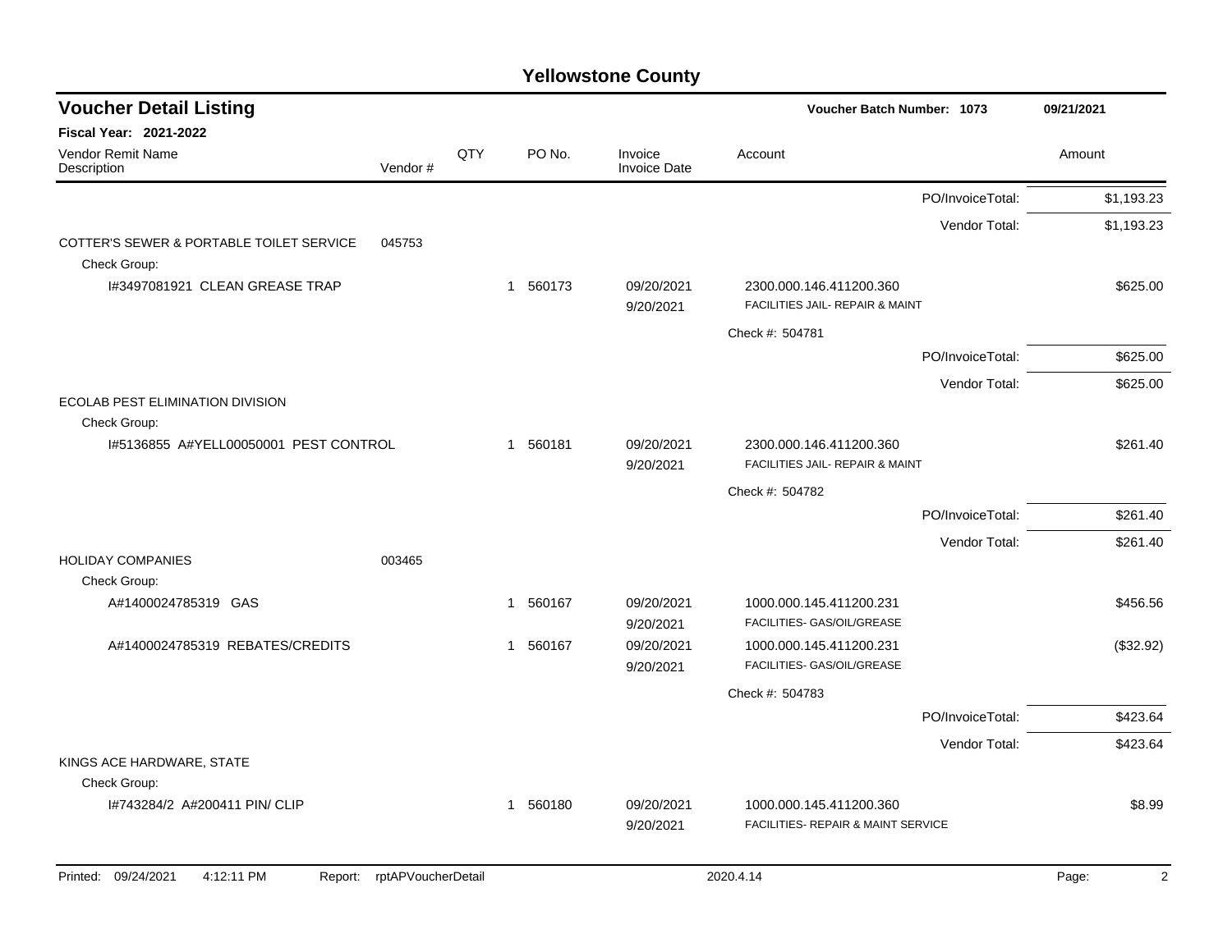# Yellowstone County

## Voucher Detail Listing

Voucher Batch Number: 1073 — 09/21/2021

**Fiscal Year: 2021-2022**

| Vendor Remit Name / Description | Vendor # | QTY | PO No. | Invoice / Invoice Date | Account | Amount |
|---|---|---|---|---|---|---|
| | | | | | PO/InvoiceTotal: | $1,193.23 |
| | | | | | Vendor Total: | $1,193.23 |
| COTTER'S SEWER & PORTABLE TOILET SERVICE | 045753 | | | | | |
| Check Group: | | | | | | |
| I#3497081921 CLEAN GREASE TRAP | | 1 | 560173 | 09/20/2021 9/20/2021 | 2300.000.146.411200.360 FACILITIES JAIL- REPAIR & MAINT | $625.00 |
| | | | | | Check #: 504781 | |
| | | | | | PO/InvoiceTotal: | $625.00 |
| | | | | | Vendor Total: | $625.00 |
| ECOLAB PEST ELIMINATION DIVISION | | | | | | |
| Check Group: | | | | | | |
| I#5136855 A#YELL00050001 PEST CONTROL | | 1 | 560181 | 09/20/2021 9/20/2021 | 2300.000.146.411200.360 FACILITIES JAIL- REPAIR & MAINT | $261.40 |
| | | | | | Check #: 504782 | |
| | | | | | PO/InvoiceTotal: | $261.40 |
| | | | | | Vendor Total: | $261.40 |
| HOLIDAY COMPANIES | 003465 | | | | | |
| Check Group: | | | | | | |
| A#1400024785319 GAS | | 1 | 560167 | 09/20/2021 9/20/2021 | 1000.000.145.411200.231 FACILITIES- GAS/OIL/GREASE | $456.56 |
| A#1400024785319 REBATES/CREDITS | | 1 | 560167 | 09/20/2021 9/20/2021 | 1000.000.145.411200.231 FACILITIES- GAS/OIL/GREASE | ($32.92) |
| | | | | | Check #: 504783 | |
| | | | | | PO/InvoiceTotal: | $423.64 |
| | | | | | Vendor Total: | $423.64 |
| KINGS ACE HARDWARE, STATE | | | | | | |
| Check Group: | | | | | | |
| I#743284/2 A#200411 PIN/ CLIP | | 1 | 560180 | 09/20/2021 9/20/2021 | 1000.000.145.411200.360 FACILITIES- REPAIR & MAINT SERVICE | $8.99 |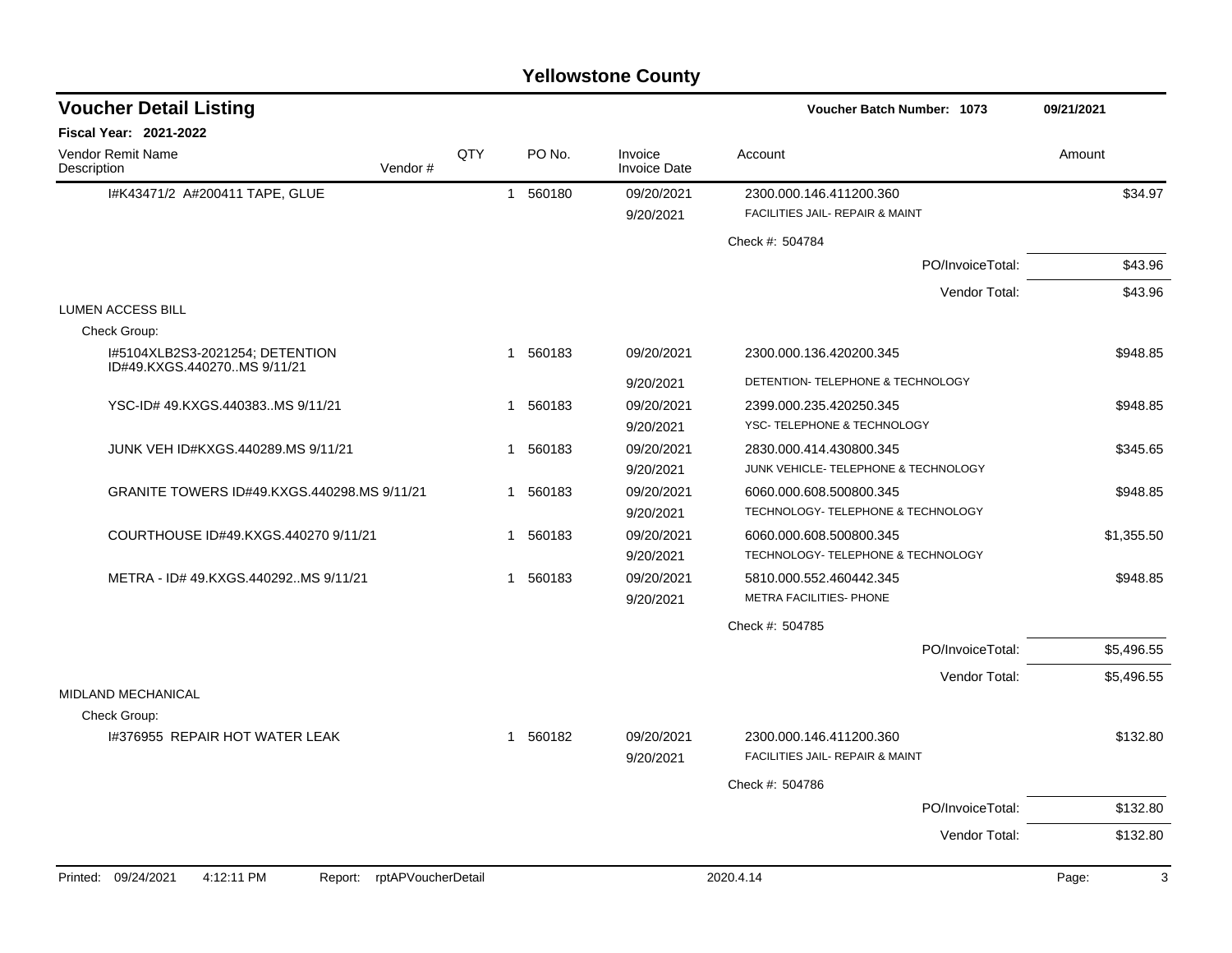# Yellowstone County

## Voucher Detail Listing

**Voucher Batch Number: 1073** — 09/21/2021

**Fiscal Year: 2021-2022**

| Vendor Remit Name / Description | Vendor # | QTY | PO No. | Invoice / Invoice Date | Account | Amount |
|---|---|---|---|---|---|---|
| I#K43471/2 A#200411 TAPE, GLUE | | 1 | 560180 | 09/20/2021 / 9/20/2021 | 2300.000.146.411200.360 FACILITIES JAIL- REPAIR & MAINT | $34.97 |
| | | | | | Check #: 504784 | |
| | | | | | PO/InvoiceTotal: | $43.96 |
| | | | | | Vendor Total: | $43.96 |
| **LUMEN ACCESS BILL** | | | | | | |
| Check Group: | | | | | | |
| I#5104XLB2S3-2021254; DETENTION ID#49.KXGS.440270..MS 9/11/21 | | 1 | 560183 | 09/20/2021 / 9/20/2021 | 2300.000.136.420200.345 DETENTION- TELEPHONE & TECHNOLOGY | $948.85 |
| YSC-ID# 49.KXGS.440383..MS 9/11/21 | | 1 | 560183 | 09/20/2021 / 9/20/2021 | 2399.000.235.420250.345 YSC- TELEPHONE & TECHNOLOGY | $948.85 |
| JUNK VEH ID#KXGS.440289.MS 9/11/21 | | 1 | 560183 | 09/20/2021 / 9/20/2021 | 2830.000.414.430800.345 JUNK VEHICLE- TELEPHONE & TECHNOLOGY | $345.65 |
| GRANITE TOWERS ID#49.KXGS.440298.MS 9/11/21 | | 1 | 560183 | 09/20/2021 / 9/20/2021 | 6060.000.608.500800.345 TECHNOLOGY- TELEPHONE & TECHNOLOGY | $948.85 |
| COURTHOUSE ID#49.KXGS.440270 9/11/21 | | 1 | 560183 | 09/20/2021 / 9/20/2021 | 6060.000.608.500800.345 TECHNOLOGY- TELEPHONE & TECHNOLOGY | $1,355.50 |
| METRA - ID# 49.KXGS.440292..MS 9/11/21 | | 1 | 560183 | 09/20/2021 / 9/20/2021 | 5810.000.552.460442.345 METRA FACILITIES- PHONE | $948.85 |
| | | | | | Check #: 504785 | |
| | | | | | PO/InvoiceTotal: | $5,496.55 |
| | | | | | Vendor Total: | $5,496.55 |
| **MIDLAND MECHANICAL** | | | | | | |
| Check Group: | | | | | | |
| I#376955 REPAIR HOT WATER LEAK | | 1 | 560182 | 09/20/2021 / 9/20/2021 | 2300.000.146.411200.360 FACILITIES JAIL- REPAIR & MAINT | $132.80 |
| | | | | | Check #: 504786 | |
| | | | | | PO/InvoiceTotal: | $132.80 |
| | | | | | Vendor Total: | $132.80 |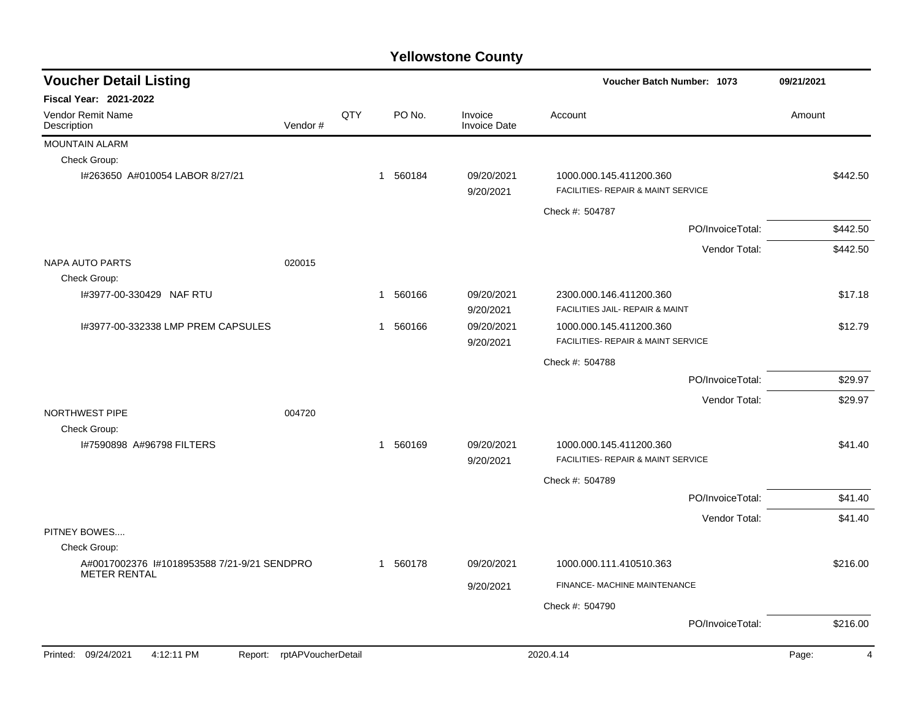# Yellowstone County

## Voucher Detail Listing

**Voucher Batch Number: 1073** — 09/21/2021

**Fiscal Year: 2021-2022**

| Vendor Remit Name / Description | Vendor # | QTY | PO No. | Invoice / Invoice Date | Account | Amount |
|---|---|---|---|---|---|---|
| MOUNTAIN ALARM | | | | | | |
| Check Group: | | | | | | |
| I#263650 A#010054 LABOR 8/27/21 | | 1 | 560184 | 09/20/2021 / 9/20/2021 | 1000.000.145.411200.360 FACILITIES- REPAIR & MAINT SERVICE | $442.50 |
| | | | | | Check #: 504787 | |
| | | | | | PO/InvoiceTotal: | $442.50 |
| | | | | | Vendor Total: | $442.50 |
| NAPA AUTO PARTS | 020015 | | | | | |
| Check Group: | | | | | | |
| I#3977-00-330429 NAF RTU | | 1 | 560166 | 09/20/2021 / 9/20/2021 | 2300.000.146.411200.360 FACILITIES JAIL- REPAIR & MAINT | $17.18 |
| I#3977-00-332338 LMP PREM CAPSULES | | 1 | 560166 | 09/20/2021 / 9/20/2021 | 1000.000.145.411200.360 FACILITIES- REPAIR & MAINT SERVICE | $12.79 |
| | | | | | Check #: 504788 | |
| | | | | | PO/InvoiceTotal: | $29.97 |
| | | | | | Vendor Total: | $29.97 |
| NORTHWEST PIPE | 004720 | | | | | |
| Check Group: | | | | | | |
| I#7590898 A#96798 FILTERS | | 1 | 560169 | 09/20/2021 / 9/20/2021 | 1000.000.145.411200.360 FACILITIES- REPAIR & MAINT SERVICE | $41.40 |
| | | | | | Check #: 504789 | |
| | | | | | PO/InvoiceTotal: | $41.40 |
| | | | | | Vendor Total: | $41.40 |
| PITNEY BOWES.... | | | | | | |
| Check Group: | | | | | | |
| A#0017002376 I#1018953588 7/21-9/21 SENDPRO METER RENTAL | | 1 | 560178 | 09/20/2021 / 9/20/2021 | 1000.000.111.410510.363 FINANCE- MACHINE MAINTENANCE | $216.00 |
| | | | | | Check #: 504790 | |
| | | | | | PO/InvoiceTotal: | $216.00 |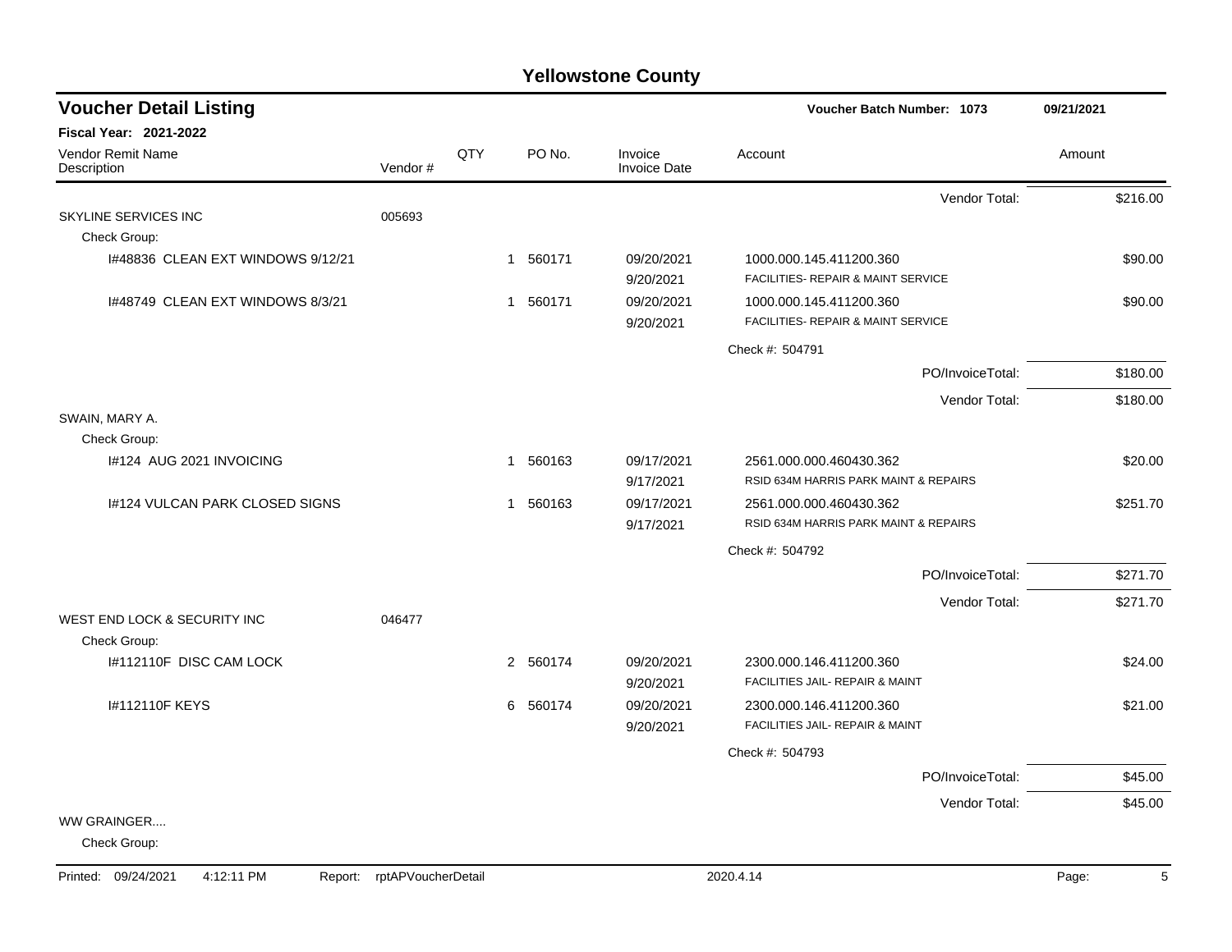# Yellowstone County

## Voucher Detail Listing

**Voucher Batch Number: 1073** 09/21/2021

**Fiscal Year: 2021-2022**

| Vendor Remit Name / Description | Vendor # | QTY | PO No. | Invoice / Invoice Date | Account | Amount |
|---|---|---|---|---|---|---|
| | | | | | Vendor Total: | $216.00 |
| SKYLINE SERVICES INC | 005693 | | | | | |
| Check Group: | | | | | | |
| I#48836 CLEAN EXT WINDOWS 9/12/21 | | 1 | 560171 | 09/20/2021 9/20/2021 | 1000.000.145.411200.360 FACILITIES- REPAIR & MAINT SERVICE | $90.00 |
| I#48749 CLEAN EXT WINDOWS 8/3/21 | | 1 | 560171 | 09/20/2021 9/20/2021 | 1000.000.145.411200.360 FACILITIES- REPAIR & MAINT SERVICE | $90.00 |
| | | | | | Check #: 504791 | |
| | | | | | PO/InvoiceTotal: | $180.00 |
| | | | | | Vendor Total: | $180.00 |
| SWAIN, MARY A. | | | | | | |
| Check Group: | | | | | | |
| I#124 AUG 2021 INVOICING | | 1 | 560163 | 09/17/2021 9/17/2021 | 2561.000.000.460430.362 RSID 634M HARRIS PARK MAINT & REPAIRS | $20.00 |
| I#124 VULCAN PARK CLOSED SIGNS | | 1 | 560163 | 09/17/2021 9/17/2021 | 2561.000.000.460430.362 RSID 634M HARRIS PARK MAINT & REPAIRS | $251.70 |
| | | | | | Check #: 504792 | |
| | | | | | PO/InvoiceTotal: | $271.70 |
| | | | | | Vendor Total: | $271.70 |
| WEST END LOCK & SECURITY INC | 046477 | | | | | |
| Check Group: | | | | | | |
| I#112110F DISC CAM LOCK | | 2 | 560174 | 09/20/2021 9/20/2021 | 2300.000.146.411200.360 FACILITIES JAIL- REPAIR & MAINT | $24.00 |
| I#112110F KEYS | | 6 | 560174 | 09/20/2021 9/20/2021 | 2300.000.146.411200.360 FACILITIES JAIL- REPAIR & MAINT | $21.00 |
| | | | | | Check #: 504793 | |
| | | | | | PO/InvoiceTotal: | $45.00 |
| | | | | | Vendor Total: | $45.00 |
| WW GRAINGER.... | | | | | | |
| Check Group: | | | | | | |

Printed: 09/24/2021 4:12:11 PM Report: rptAPVoucherDetail 2020.4.14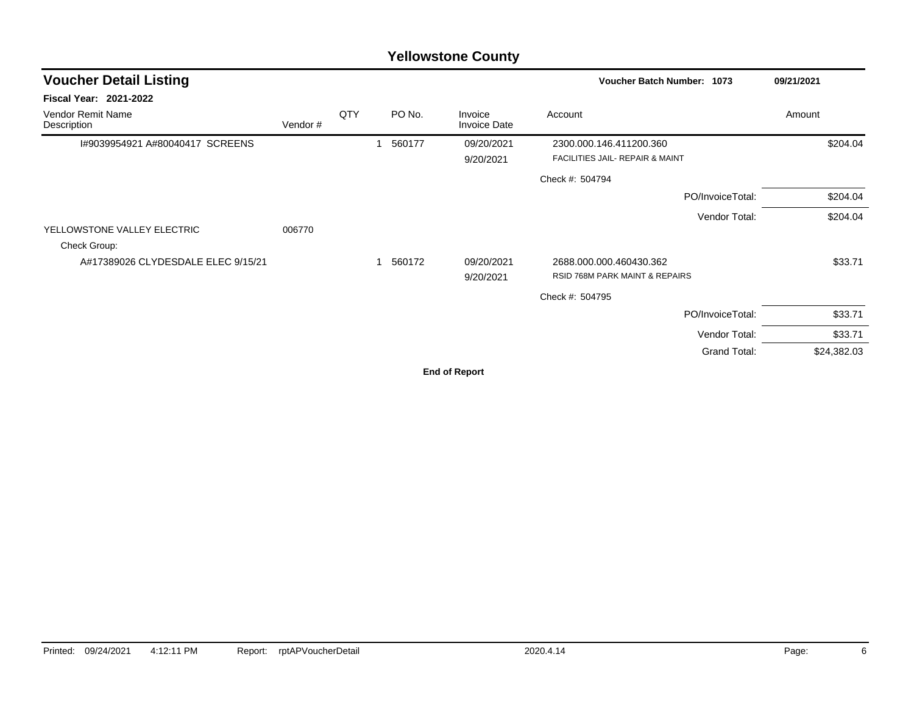# Yellowstone County

## Voucher Detail Listing

**Voucher Batch Number: 1073** **09/21/2021**

**Fiscal Year: 2021-2022**

| Vendor Remit Name / Description | Vendor # | QTY | PO No. | Invoice / Invoice Date | Account | Amount |
|---|---|---|---|---|---|---|
| I#9039954921 A#80040417 SCREENS | | 1 | 560177 | 09/20/2021 / 9/20/2021 | 2300.000.146.411200.360 FACILITIES JAIL- REPAIR & MAINT | $204.04 |
| | | | | | Check #: 504794 | |
| | | | | | PO/InvoiceTotal: | $204.04 |
| | | | | | Vendor Total: | $204.04 |
| YELLOWSTONE VALLEY ELECTRIC | 006770 | | | | | |
| Check Group: | | | | | | |
| A#17389026 CLYDESDALE ELEC 9/15/21 | | 1 | 560172 | 09/20/2021 / 9/20/2021 | 2688.000.000.460430.362 RSID 768M PARK MAINT & REPAIRS | $33.71 |
| | | | | | Check #: 504795 | |
| | | | | | PO/InvoiceTotal: | $33.71 |
| | | | | | Vendor Total: | $33.71 |
| | | | | | Grand Total: | $24,382.03 |

**End of Report**